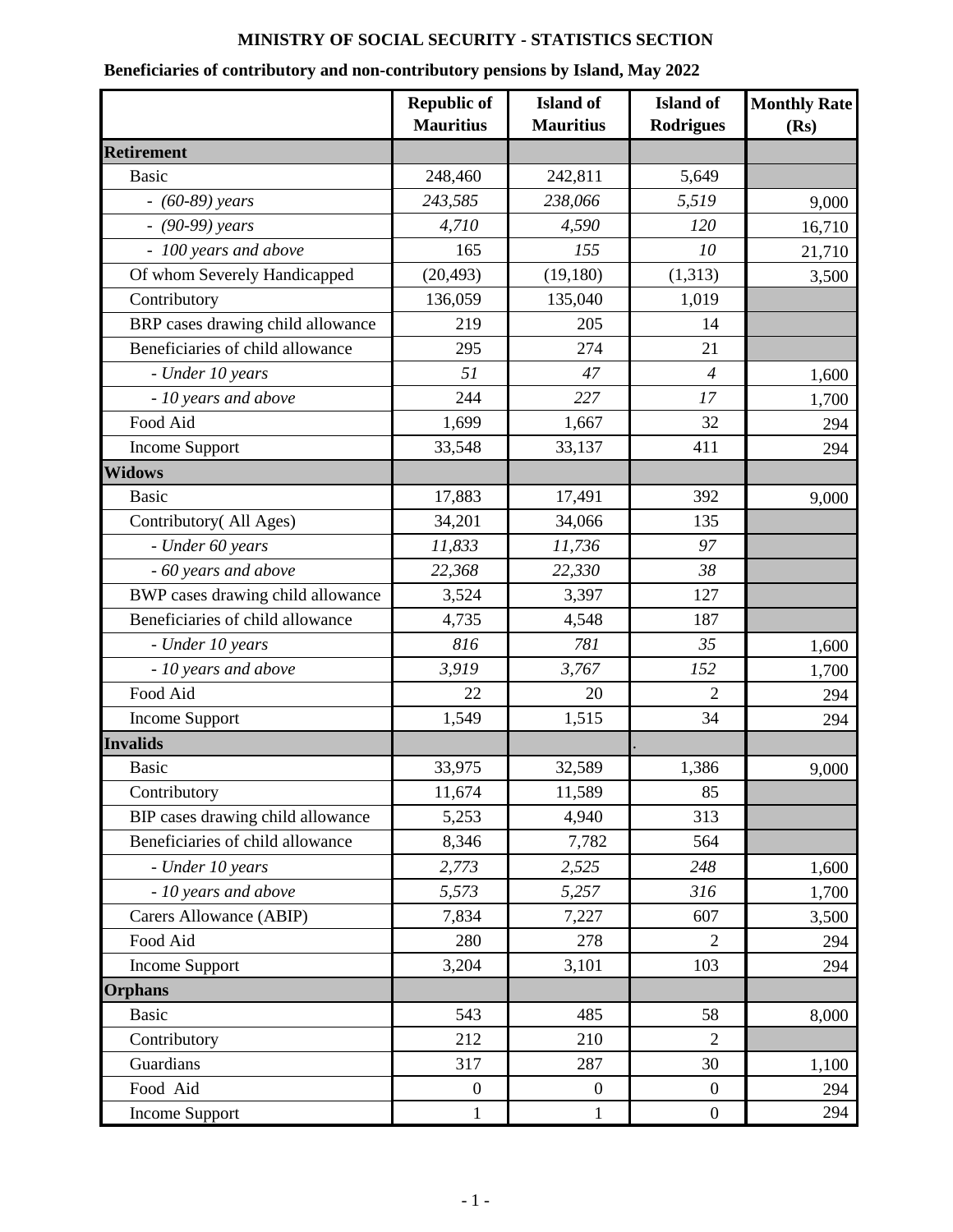## MINISTRY OF SOCIAL SECURITY - STATISTICS SECTION

**Beneficiaries of contributory and non-contributory pensions by Island, May 2022**

| | Republic of Mauritius | Island of Mauritius | Island of Rodrigues | Monthly Rate (Rs) |
|---|---|---|---|---|
| **Retirement** | | | | |
| Basic | 248,460 | 242,811 | 5,649 | |
| - *(60-89) years* | *243,585* | *238,066* | *5,519* | 9,000 |
| - *(90-99) years* | *4,710* | *4,590* | *120* | 16,710 |
| - *100 years and above* | 165 | *155* | *10* | 21,710 |
| Of whom Severely Handicapped | (20,493) | (19,180) | (1,313) | 3,500 |
| Contributory | 136,059 | 135,040 | 1,019 | |
| BRP cases drawing child allowance | 219 | 205 | 14 | |
| Beneficiaries of child allowance | 295 | 274 | 21 | |
| - *Under 10 years* | *51* | *47* | *4* | 1,600 |
| - *10 years and above* | 244 | *227* | *17* | 1,700 |
| Food Aid | 1,699 | 1,667 | 32 | 294 |
| Income Support | 33,548 | 33,137 | 411 | 294 |
| **Widows** | | | | |
| Basic | 17,883 | 17,491 | 392 | 9,000 |
| Contributory( All Ages) | 34,201 | 34,066 | 135 | |
| - *Under 60 years* | *11,833* | *11,736* | *97* | |
| - *60 years and above* | *22,368* | *22,330* | *38* | |
| BWP cases drawing child allowance | 3,524 | 3,397 | 127 | |
| Beneficiaries of child allowance | 4,735 | 4,548 | 187 | |
| - *Under 10 years* | *816* | *781* | *35* | 1,600 |
| - *10 years and above* | *3,919* | *3,767* | *152* | 1,700 |
| Food Aid | 22 | 20 | 2 | 294 |
| Income Support | 1,549 | 1,515 | 34 | 294 |
| **Invalids** | | | . | |
| Basic | 33,975 | 32,589 | 1,386 | 9,000 |
| Contributory | 11,674 | 11,589 | 85 | |
| BIP cases drawing child allowance | 5,253 | 4,940 | 313 | |
| Beneficiaries of child allowance | 8,346 | 7,782 | 564 | |
| - *Under 10 years* | *2,773* | *2,525* | *248* | 1,600 |
| - *10 years and above* | *5,573* | *5,257* | *316* | 1,700 |
| Carers Allowance (ABIP) | 7,834 | 7,227 | 607 | 3,500 |
| Food Aid | 280 | 278 | 2 | 294 |
| Income Support | 3,204 | 3,101 | 103 | 294 |
| **Orphans** | | | | |
| Basic | 543 | 485 | 58 | 8,000 |
| Contributory | 212 | 210 | 2 | |
| Guardians | 317 | 287 | 30 | 1,100 |
| Food Aid | 0 | 0 | 0 | 294 |
| Income Support | 1 | 1 | 0 | 294 |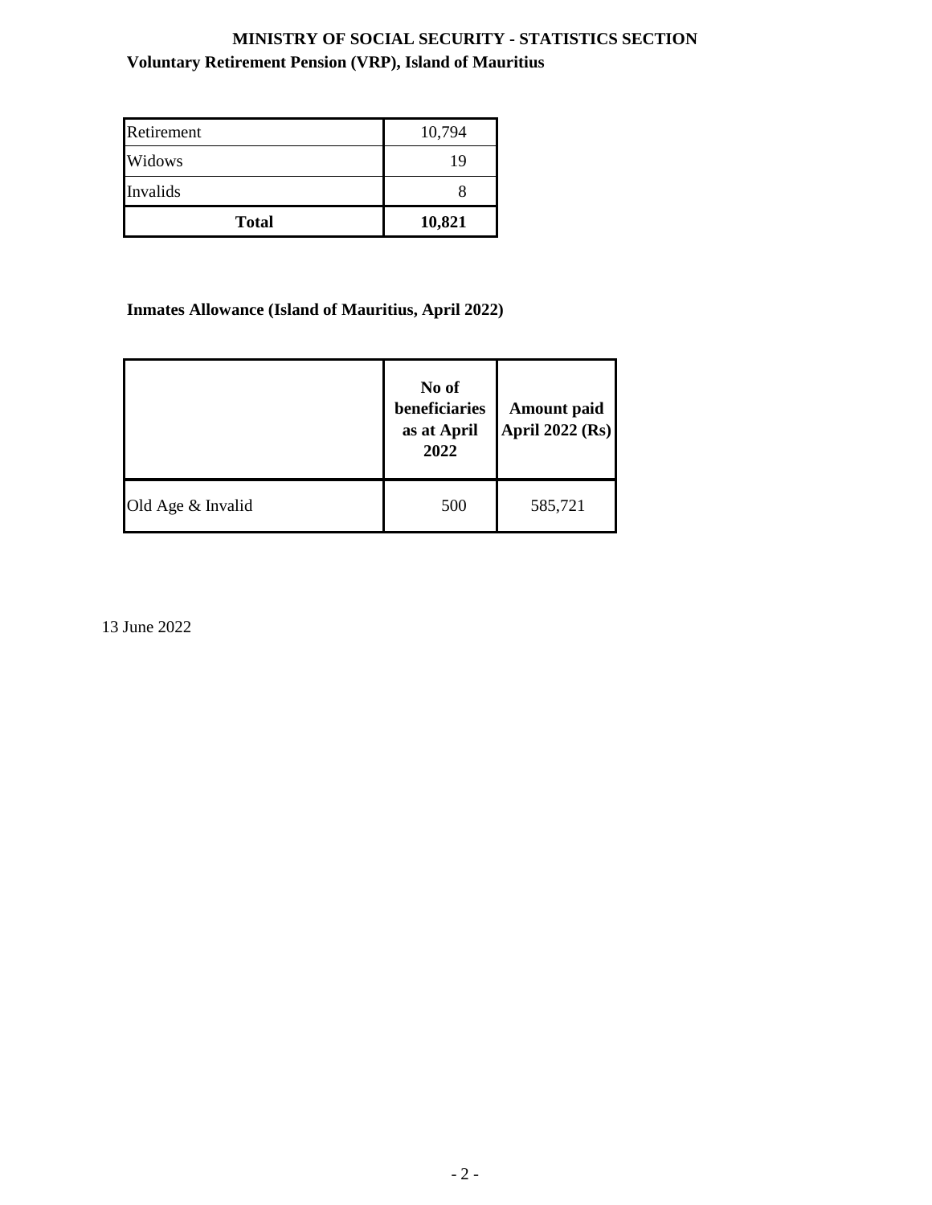**MINISTRY OF SOCIAL SECURITY - STATISTICS SECTION**

**Voluntary Retirement Pension (VRP), Island of Mauritius**

| | |
|---|---|
| Retirement | 10,794 |
| Widows | 19 |
| Invalids | 8 |
| **Total** | **10,821** |

**Inmates Allowance (Island of Mauritius, April 2022)**

| | No of beneficiaries as at April 2022 | Amount paid April 2022 (Rs) |
|---|---|---|
| Old Age & Invalid | 500 | 585,721 |

13 June 2022